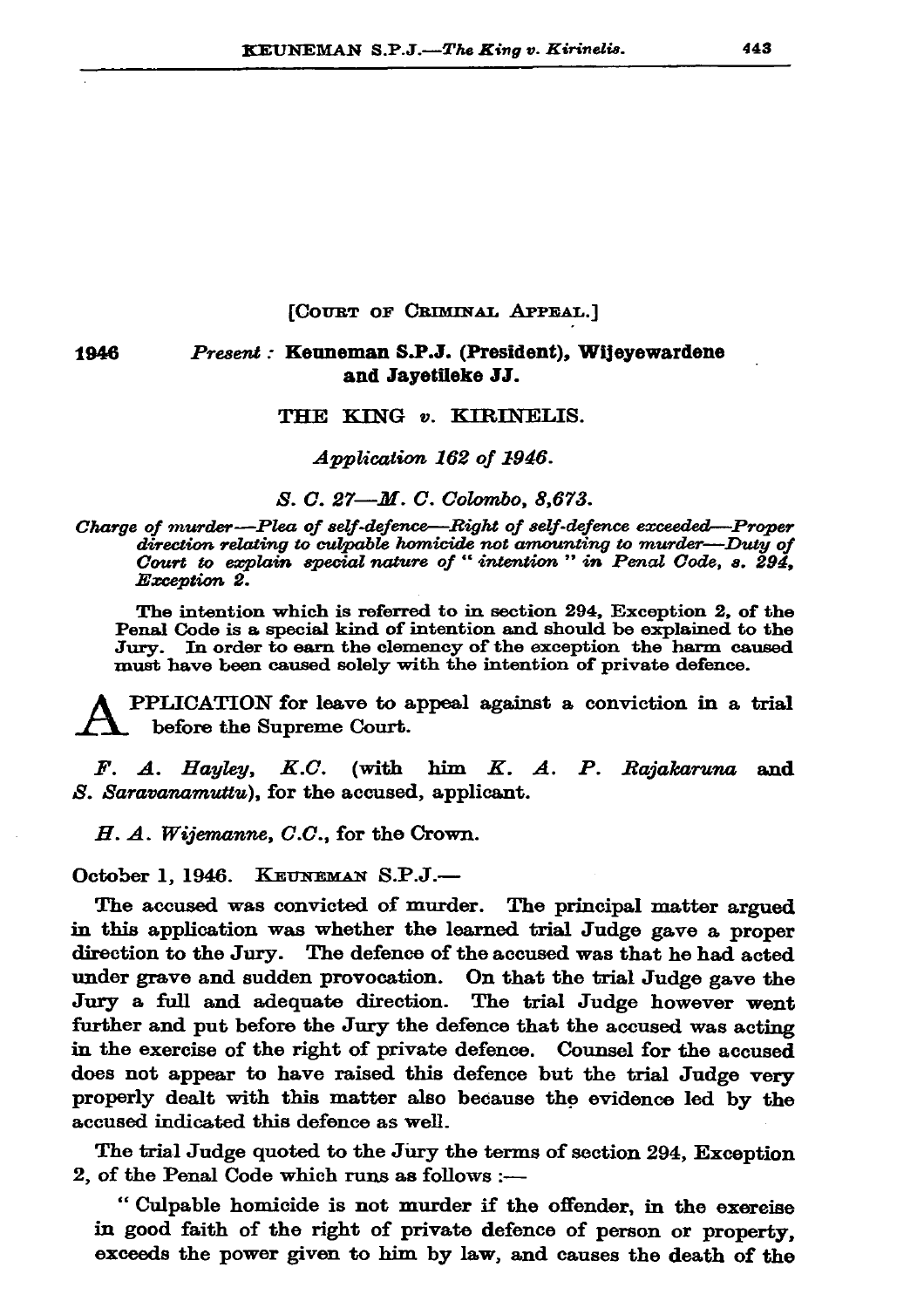[COURT OF CRIMINAL APPEAL.]

1946 *Present:* **Keuneman S.P.J. (President), Wijeyewardene and Jayetileke JJ.**

THE KING *v.* KIRINELIS.

*Application 162 of 1946.*

*S. C. 27—M. C. Colombo, 8,673.*

*Charge of murder—Plea of self-defence—Right of self-defence exceeded—Proper direction relating to culpable homicide not amounting to murder—Duty of Court to explain special nature of " intention " in Penal Code, s. 294, Exception 2.*

The intention which is referred to in section 294, Exception 2, of the Penal Code is a special kind of intention and should be explained to the Jury. In order to earn the clemency of the exception the harm caused must have been caused solely with the intention of private defence.

APPLICATION for leave to appeal against a conviction in a trial before the Supreme Court.

*F. A. Hayley, K.C.* (with him *K. A. P. Rajakaruna* and *S. Saravanamuttu*), for the accused, applicant.

*H. A. Wijemanne, C.C.*, for the Crown.

October 1, 1946. KEUNEMAN S.P.J.—

The accused was convicted of murder. The principal matter argued in this application was whether the learned trial Judge gave a proper direction to the Jury. The defence of the accused was that he had acted under grave and sudden provocation. On that the trial Judge gave the Jury a full and adequate direction. The trial Judge however went further and put before the Jury the defence that the accused was acting in the exercise of the right of private defence. Counsel for the accused does not appear to have raised this defence but the trial Judge very properly dealt with this matter also because the evidence led by the accused indicated this defence as well.

The trial Judge quoted to the Jury the terms of section 294, Exception 2, of the Penal Code which runs as follows :—

" Culpable homicide is not murder if the offender, in the exercise in good faith of the right of private defence of person or property, exceeds the power given to him by law, and causes the death of the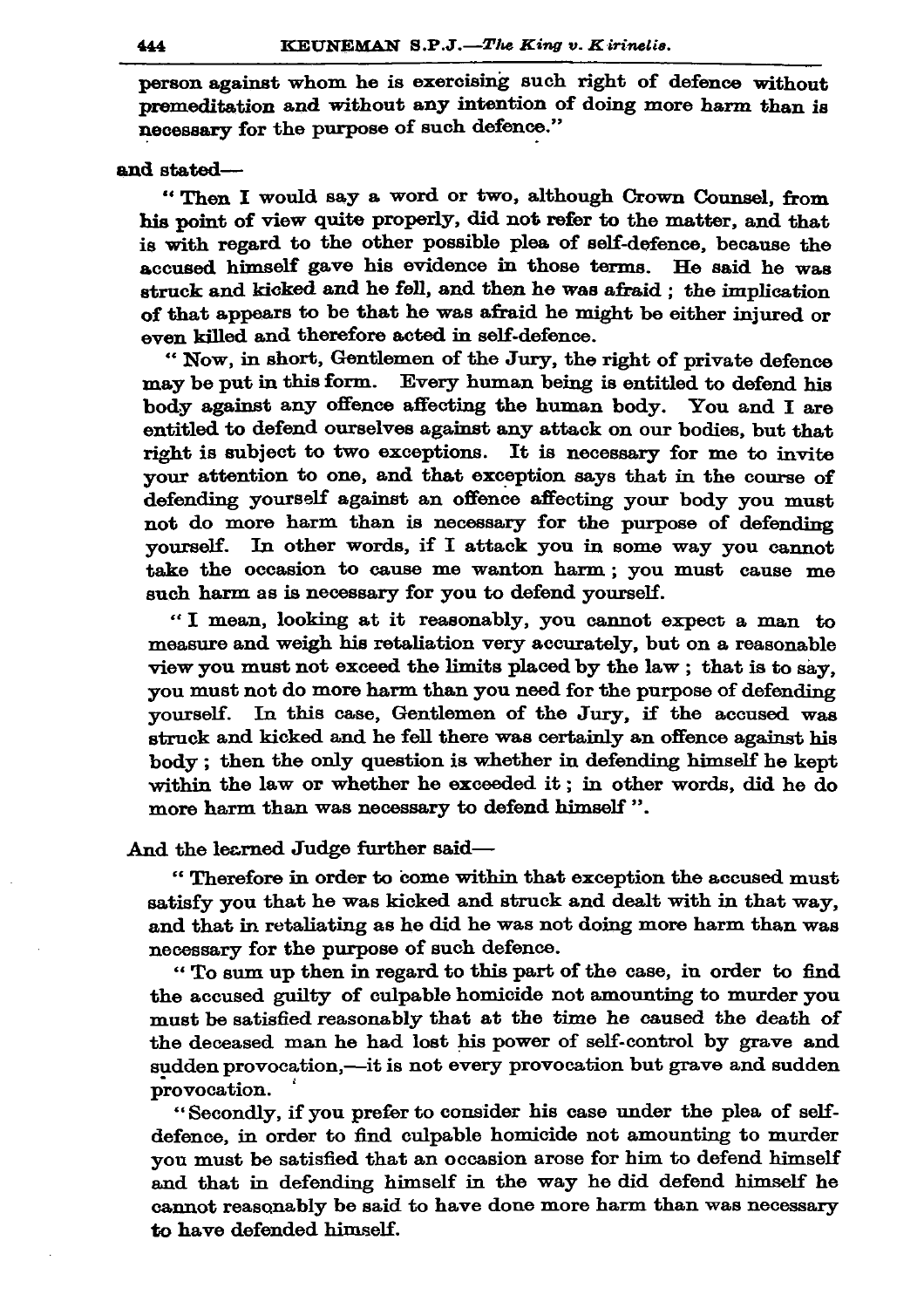person against whom he is exercising such right of defence without premeditation and without any intention of doing more harm than is necessary for the purpose of such defence."

and stated—

> "Then I would say a word or two, although Crown Counsel, from his point of view quite properly, did not refer to the matter, and that is with regard to the other possible plea of self-defence, because the accused himself gave his evidence in those terms. He said he was struck and kicked and he fell, and then he was afraid ; the implication of that appears to be that he was afraid he might be either injured or even killed and therefore acted in self-defence.
>
> "Now, in short, Gentlemen of the Jury, the right of private defence may be put in this form. Every human being is entitled to defend his body against any offence affecting the human body. You and I are entitled to defend ourselves against any attack on our bodies, but that right is subject to two exceptions. It is necessary for me to invite your attention to one, and that exception says that in the course of defending yourself against an offence affecting your body you must not do more harm than is necessary for the purpose of defending yourself. In other words, if I attack you in some way you cannot take the occasion to cause me wanton harm ; you must cause me such harm as is necessary for you to defend yourself.
>
> "I mean, looking at it reasonably, you cannot expect a man to measure and weigh his retaliation very accurately, but on a reasonable view you must not exceed the limits placed by the law ; that is to say, you must not do more harm than you need for the purpose of defending yourself. In this case, Gentlemen of the Jury, if the accused was struck and kicked and he fell there was certainly an offence against his body ; then the only question is whether in defending himself he kept within the law or whether he exceeded it ; in other words, did he do more harm than was necessary to defend himself ".

And the learned Judge further said—

> "Therefore in order to come within that exception the accused must satisfy you that he was kicked and struck and dealt with in that way, and that in retaliating as he did he was not doing more harm than was necessary for the purpose of such defence.
>
> "To sum up then in regard to this part of the case, in order to find the accused guilty of culpable homicide not amounting to murder you must be satisfied reasonably that at the time he caused the death of the deceased man he had lost his power of self-control by grave and sudden provocation,—it is not every provocation but grave and sudden provocation.
>
> "Secondly, if you prefer to consider his case under the plea of self-defence, in order to find culpable homicide not amounting to murder you must be satisfied that an occasion arose for him to defend himself and that in defending himself in the way he did defend himself he cannot reasonably be said to have done more harm than was necessary to have defended himself.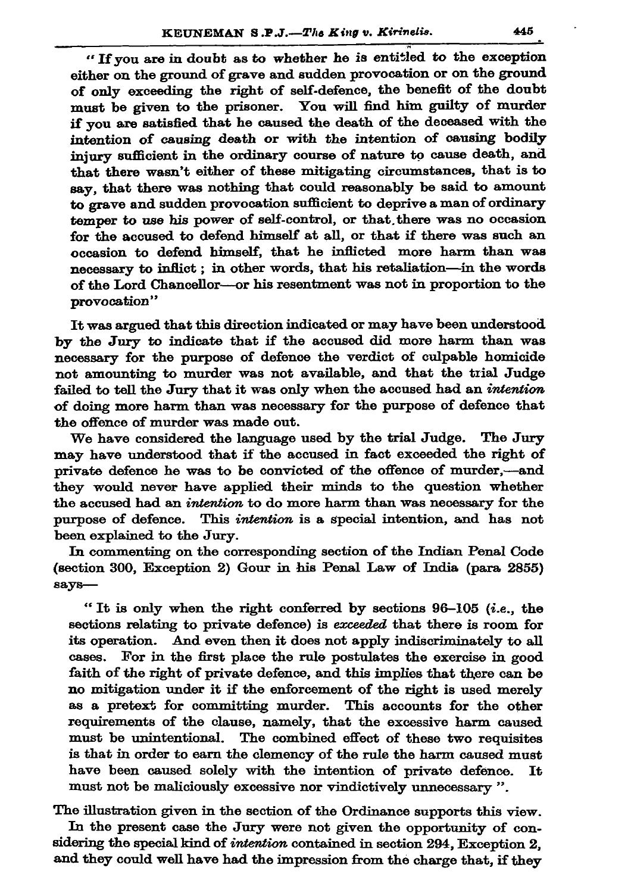"If you are in doubt as to whether he is entitled to the exception either on the ground of grave and sudden provocation or on the ground of only exceeding the right of self-defence, the benefit of the doubt must be given to the prisoner. You will find him guilty of murder if you are satisfied that he caused the death of the deceased with the intention of causing death or with the intention of causing bodily injury sufficient in the ordinary course of nature to cause death, and that there wasn't either of these mitigating circumstances, that is to say, that there was nothing that could reasonably be said to amount to grave and sudden provocation sufficient to deprive a man of ordinary temper to use his power of self-control, or that there was no occasion for the accused to defend himself at all, or that if there was such an occasion to defend himself, that he inflicted more harm than was necessary to inflict; in other words, that his retaliation—in the words of the Lord Chancellor—or his resentment was not in proportion to the provocation"

It was argued that this direction indicated or may have been understood by the Jury to indicate that if the accused did more harm than was necessary for the purpose of defence the verdict of culpable homicide not amounting to murder was not available, and that the trial Judge failed to tell the Jury that it was only when the accused had an *intention* of doing more harm than was necessary for the purpose of defence that the offence of murder was made out.

We have considered the language used by the trial Judge. The Jury may have understood that if the accused in fact exceeded the right of private defence he was to be convicted of the offence of murder,—and they would never have applied their minds to the question whether the accused had an *intention* to do more harm than was necessary for the purpose of defence. This *intention* is a special intention, and has not been explained to the Jury.

In commenting on the corresponding section of the Indian Penal Code (section 300, Exception 2) Gour in his Penal Law of India (para 2855) says—

> "It is only when the right conferred by sections 96–105 (*i.e.*, the sections relating to private defence) is *exceeded* that there is room for its operation. And even then it does not apply indiscriminately to all cases. For in the first place the rule postulates the exercise in good faith of the right of private defence, and this implies that there can be no mitigation under it if the enforcement of the right is used merely as a pretext for committing murder. This accounts for the other requirements of the clause, namely, that the excessive harm caused must be unintentional. The combined effect of these two requisites is that in order to earn the clemency of the rule the harm caused must have been caused solely with the intention of private defence. It must not be maliciously excessive nor vindictively unnecessary".

The illustration given in the section of the Ordinance supports this view.

In the present case the Jury were not given the opportunity of considering the special kind of *intention* contained in section 294, Exception 2, and they could well have had the impression from the charge that, if they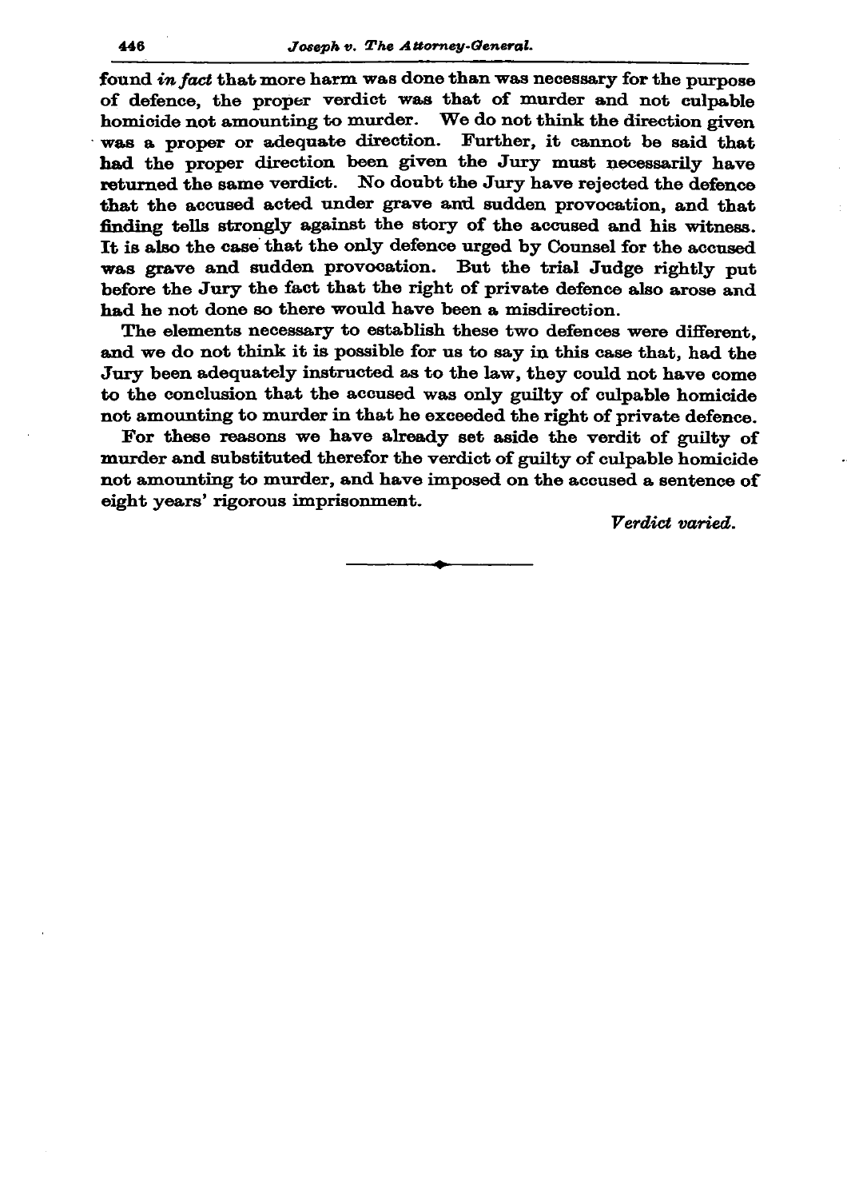found *in fact* that more harm was done than was necessary for the purpose of defence, the proper verdict was that of murder and not culpable homicide not amounting to murder. We do not think the direction given was a proper or adequate direction. Further, it cannot be said that had the proper direction been given the Jury must necessarily have returned the same verdict. No doubt the Jury have rejected the defence that the accused acted under grave and sudden provocation, and that finding tells strongly against the story of the accused and his witness. It is also the case that the only defence urged by Counsel for the accused was grave and sudden provocation. But the trial Judge rightly put before the Jury the fact that the right of private defence also arose and had he not done so there would have been a misdirection.

The elements necessary to establish these two defences were different, and we do not think it is possible for us to say in this case that, had the Jury been adequately instructed as to the law, they could not have come to the conclusion that the accused was only guilty of culpable homicide not amounting to murder in that he exceeded the right of private defence.

For these reasons we have already set aside the verdit of guilty of murder and substituted therefor the verdict of guilty of culpable homicide not amounting to murder, and have imposed on the accused a sentence of eight years' rigorous imprisonment.

*Verdict varied.*